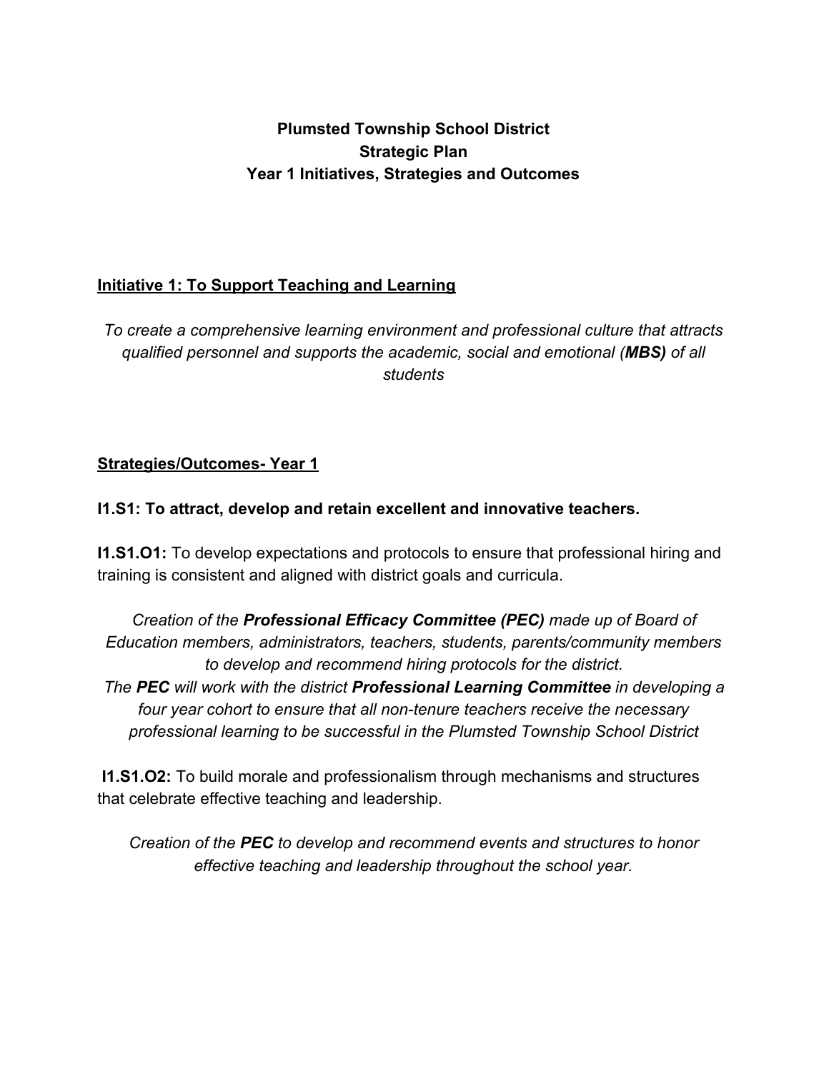# Plumsted Township School District
# Strategic Plan
# Year 1 Initiatives, Strategies and Outcomes

## Initiative 1: To Support Teaching and Learning

*To create a comprehensive learning environment and professional culture that attracts qualified personnel and supports the academic, social and emotional (**MBS)** of all students*

## Strategies/Outcomes- Year 1

### I1.S1: To attract, develop and retain excellent and innovative teachers.

**I1.S1.O1:** To develop expectations and protocols to ensure that professional hiring and training is consistent and aligned with district goals and curricula.

*Creation of the **Professional Efficacy Committee (PEC)** made up of Board of Education members, administrators, teachers, students, parents/community members to develop and recommend hiring protocols for the district.*
*The **PEC** will work with the district **Professional Learning Committee** in developing a four year cohort to ensure that all non-tenure teachers receive the necessary professional learning to be successful in the Plumsted Township School District*

**I1.S1.O2:** To build morale and professionalism through mechanisms and structures that celebrate effective teaching and leadership.

*Creation of the **PEC** to develop and recommend events and structures to honor effective teaching and leadership throughout the school year.*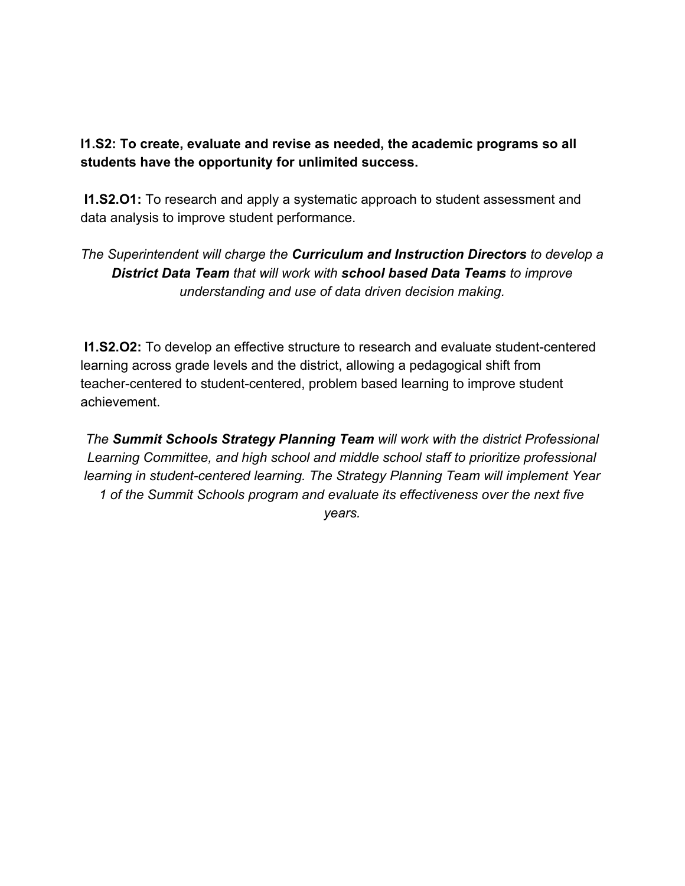**I1.S2: To create, evaluate and revise as needed, the academic programs so all students have the opportunity for unlimited success.**

**I1.S2.O1:** To research and apply a systematic approach to student assessment and data analysis to improve student performance.

*The Superintendent will charge the **Curriculum and Instruction Directors** to develop a **District Data Team** that will work with **school based Data Teams** to improve understanding and use of data driven decision making.*

**I1.S2.O2:** To develop an effective structure to research and evaluate student-centered learning across grade levels and the district, allowing a pedagogical shift from teacher-centered to student-centered, problem based learning to improve student achievement.

*The **Summit Schools Strategy Planning Team** will work with the district Professional Learning Committee, and high school and middle school staff to prioritize professional learning in student-centered learning. The Strategy Planning Team will implement Year 1 of the Summit Schools program and evaluate its effectiveness over the next five years.*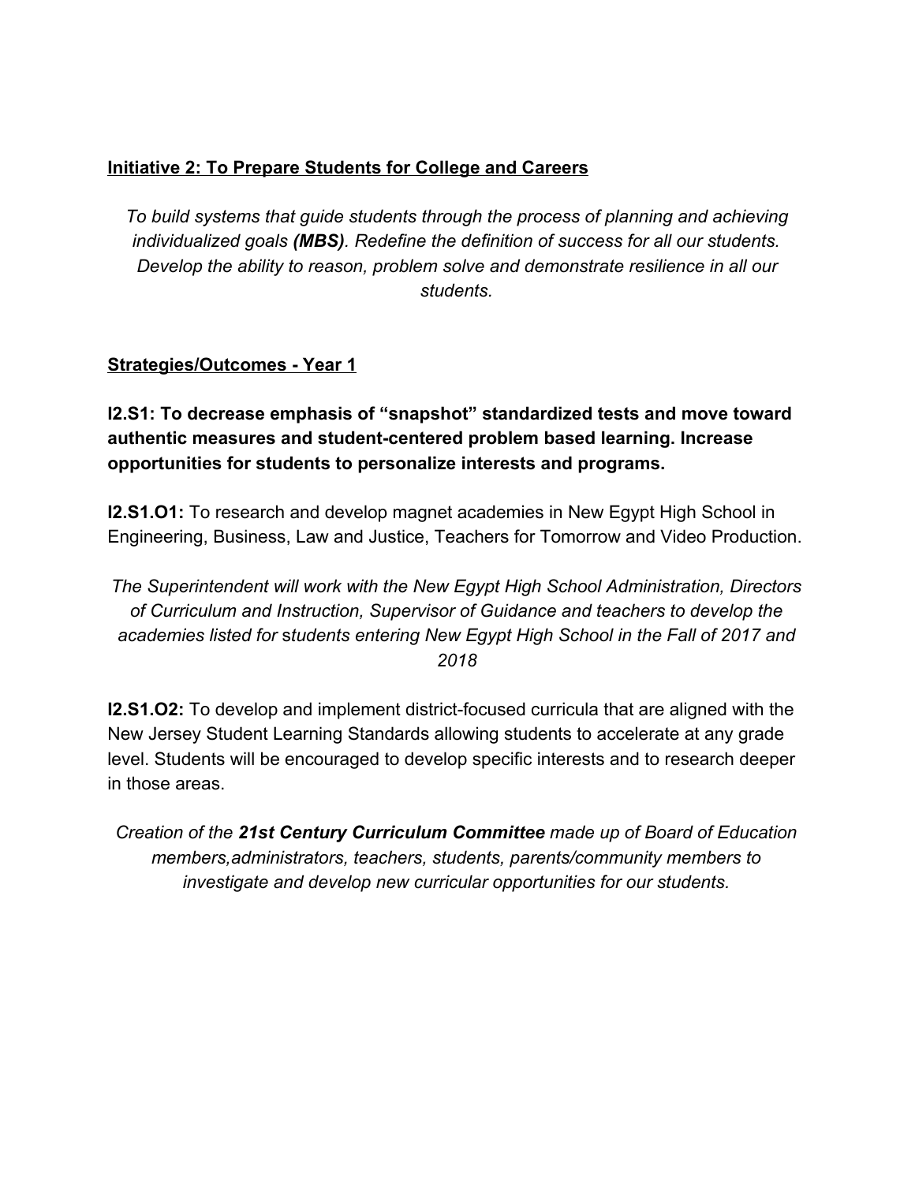## Initiative 2: To Prepare Students for College and Careers

*To build systems that guide students through the process of planning and achieving individualized goals **(MBS)**. Redefine the definition of success for all our students. Develop the ability to reason, problem solve and demonstrate resilience in all our students.*

### Strategies/Outcomes - Year 1

**I2.S1: To decrease emphasis of "snapshot" standardized tests and move toward authentic measures and student-centered problem based learning. Increase opportunities for students to personalize interests and programs.**

**I2.S1.O1:** To research and develop magnet academies in New Egypt High School in Engineering, Business, Law and Justice, Teachers for Tomorrow and Video Production.

*The Superintendent will work with the New Egypt High School Administration, Directors of Curriculum and Instruction, Supervisor of Guidance and teachers to develop the academies listed for* students *entering New Egypt High School in the Fall of 2017 and 2018*

**I2.S1.O2:** To develop and implement district-focused curricula that are aligned with the New Jersey Student Learning Standards allowing students to accelerate at any grade level. Students will be encouraged to develop specific interests and to research deeper in those areas.

*Creation of the **21st Century Curriculum Committee** made up of Board of Education members,administrators, teachers, students, parents/community members to investigate and develop new curricular opportunities for our students.*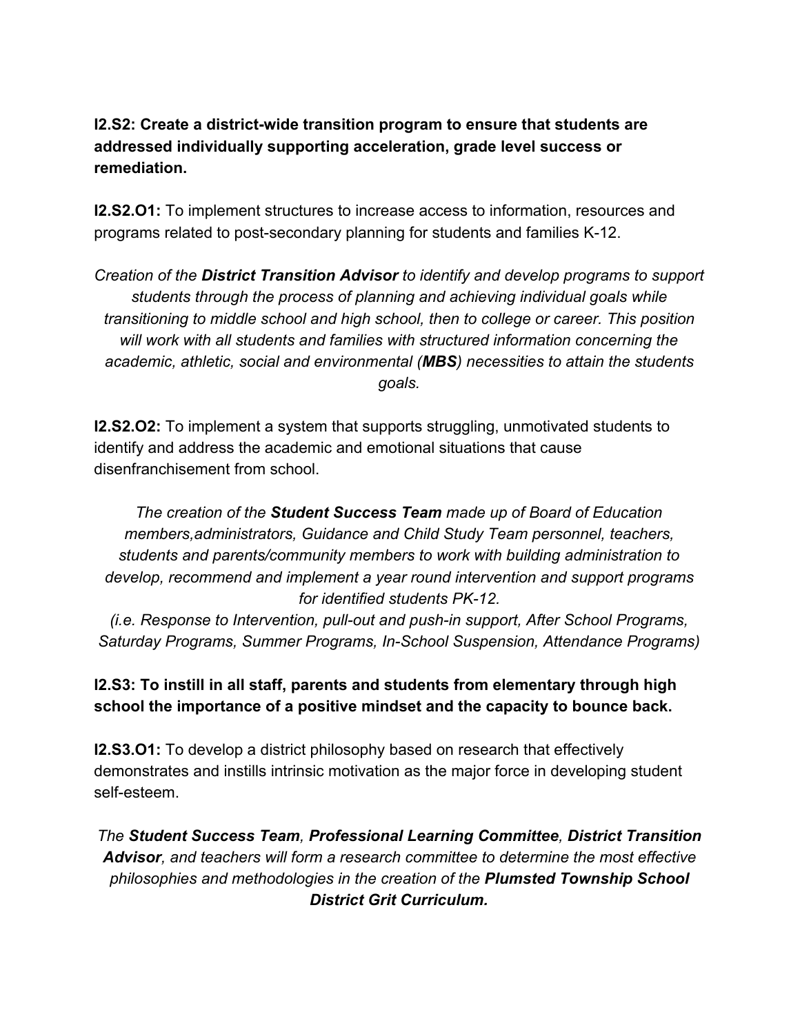**I2.S2: Create a district-wide transition program to ensure that students are addressed individually supporting acceleration, grade level success or remediation.**

**I2.S2.O1:** To implement structures to increase access to information, resources and programs related to post-secondary planning for students and families K-12.

*Creation of the **District Transition Advisor** to identify and develop programs to support students through the process of planning and achieving individual goals while transitioning to middle school and high school, then to college or career. This position will work with all students and families with structured information concerning the academic, athletic, social and environmental (**MBS**) necessities to attain the students goals.*

**I2.S2.O2:** To implement a system that supports struggling, unmotivated students to identify and address the academic and emotional situations that cause disenfranchisement from school.

*The creation of the **Student Success Team** made up of Board of Education members,administrators, Guidance and Child Study Team personnel, teachers, students and parents/community members to work with building administration to develop, recommend and implement a year round intervention and support programs for identified students PK-12.*
*(i.e. Response to Intervention, pull-out and push-in support, After School Programs, Saturday Programs, Summer Programs, In-School Suspension, Attendance Programs)*

**I2.S3: To instill in all staff, parents and students from elementary through high school the importance of a positive mindset and the capacity to bounce back.**

**I2.S3.O1:** To develop a district philosophy based on research that effectively demonstrates and instills intrinsic motivation as the major force in developing student self-esteem.

*The **Student Success Team**, **Professional Learning Committee**, **District Transition Advisor**, and teachers will form a research committee to determine the most effective philosophies and methodologies in the creation of the **Plumsted Township School District Grit Curriculum.***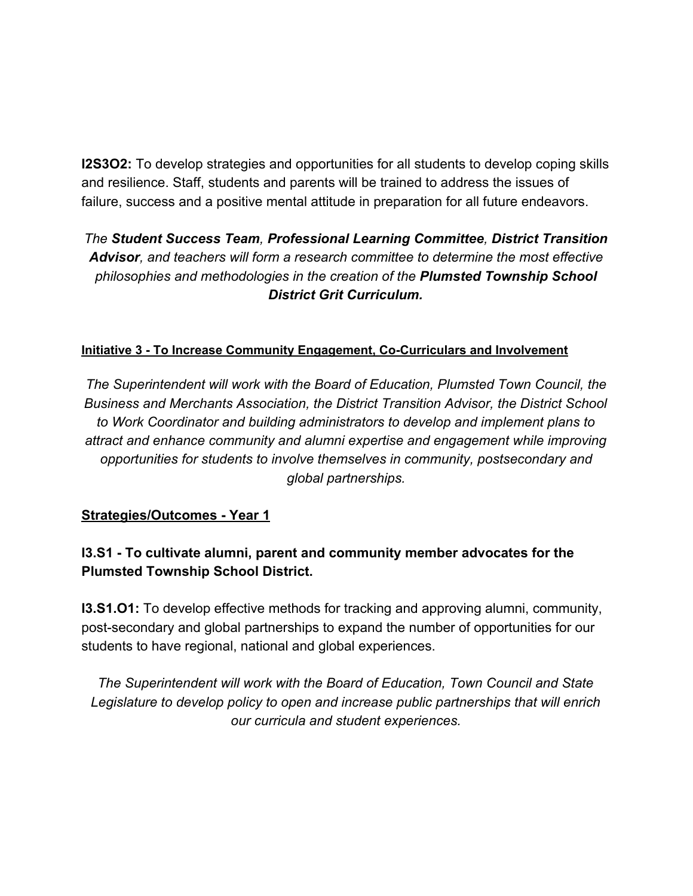**I2S3O2:** To develop strategies and opportunities for all students to develop coping skills and resilience. Staff, students and parents will be trained to address the issues of failure, success and a positive mental attitude in preparation for all future endeavors.

*The **Student Success Team**, **Professional Learning Committee**, **District Transition Advisor**, and teachers will form a research committee to determine the most effective philosophies and methodologies in the creation of the **Plumsted Township School District Grit Curriculum.***

**Initiative 3 - To Increase Community Engagement, Co-Curriculars and Involvement**

*The Superintendent will work with the Board of Education, Plumsted Town Council, the Business and Merchants Association, the District Transition Advisor, the District School to Work Coordinator and building administrators to develop and implement plans to attract and enhance community and alumni expertise and engagement while improving opportunities for students to involve themselves in community, postsecondary and global partnerships.*

**Strategies/Outcomes - Year 1**

### I3.S1 - To cultivate alumni, parent and community member advocates for the Plumsted Township School District.

**I3.S1.O1:** To develop effective methods for tracking and approving alumni, community, post-secondary and global partnerships to expand the number of opportunities for our students to have regional, national and global experiences.

*The Superintendent will work with the Board of Education, Town Council and State Legislature to develop policy to open and increase public partnerships that will enrich our curricula and student experiences.*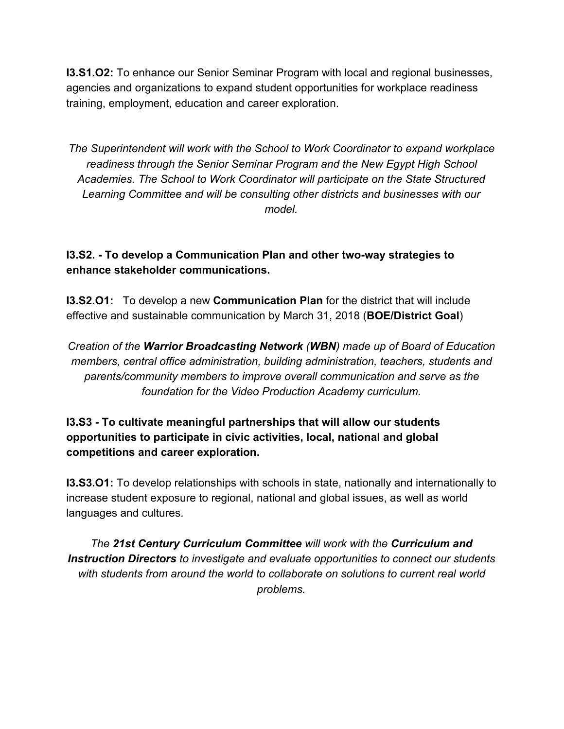**I3.S1.O2:** To enhance our Senior Seminar Program with local and regional businesses, agencies and organizations to expand student opportunities for workplace readiness training, employment, education and career exploration.

*The Superintendent will work with the School to Work Coordinator to expand workplace readiness through the Senior Seminar Program and the New Egypt High School Academies. The School to Work Coordinator will participate on the State Structured Learning Committee and will be consulting other districts and businesses with our model.*

**I3.S2. - To develop a Communication Plan and other two-way strategies to enhance stakeholder communications.**

**I3.S2.O1:** To develop a new **Communication Plan** for the district that will include effective and sustainable communication by March 31, 2018 (**BOE/District Goal**)

*Creation of the **Warrior Broadcasting Network** (**WBN**) made up of Board of Education members, central office administration, building administration, teachers, students and parents/community members to improve overall communication and serve as the foundation for the Video Production Academy curriculum.*

**I3.S3 - To cultivate meaningful partnerships that will allow our students opportunities to participate in civic activities, local, national and global competitions and career exploration.**

**I3.S3.O1:** To develop relationships with schools in state, nationally and internationally to increase student exposure to regional, national and global issues, as well as world languages and cultures.

*The **21st Century Curriculum Committee** will work with the **Curriculum and Instruction Directors** to investigate and evaluate opportunities to connect our students with students from around the world to collaborate on solutions to current real world problems.*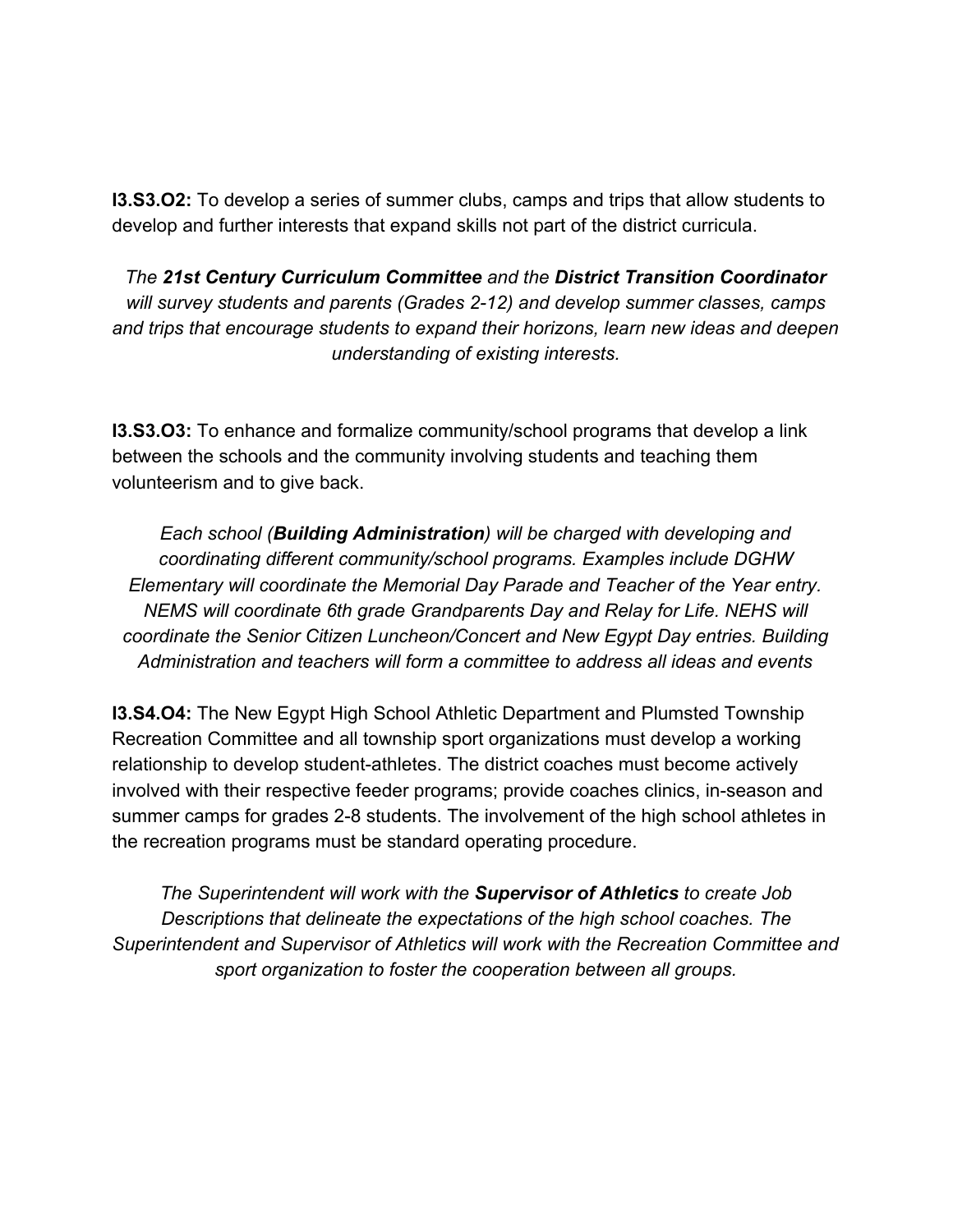**I3.S3.O2:** To develop a series of summer clubs, camps and trips that allow students to develop and further interests that expand skills not part of the district curricula.

*The **21st Century Curriculum Committee** and the **District Transition Coordinator** will survey students and parents (Grades 2-12) and develop summer classes, camps and trips that encourage students to expand their horizons, learn new ideas and deepen understanding of existing interests.*

**I3.S3.O3:** To enhance and formalize community/school programs that develop a link between the schools and the community involving students and teaching them volunteerism and to give back.

*Each school (**Building Administration**) will be charged with developing and coordinating different community/school programs. Examples include DGHW Elementary will coordinate the Memorial Day Parade and Teacher of the Year entry. NEMS will coordinate 6th grade Grandparents Day and Relay for Life. NEHS will coordinate the Senior Citizen Luncheon/Concert and New Egypt Day entries. Building Administration and teachers will form a committee to address all ideas and events*

**I3.S4.O4:** The New Egypt High School Athletic Department and Plumsted Township Recreation Committee and all township sport organizations must develop a working relationship to develop student-athletes. The district coaches must become actively involved with their respective feeder programs; provide coaches clinics, in-season and summer camps for grades 2-8 students. The involvement of the high school athletes in the recreation programs must be standard operating procedure.

*The Superintendent will work with the **Supervisor of Athletics** to create Job Descriptions that delineate the expectations of the high school coaches. The Superintendent and Supervisor of Athletics will work with the Recreation Committee and sport organization to foster the cooperation between all groups.*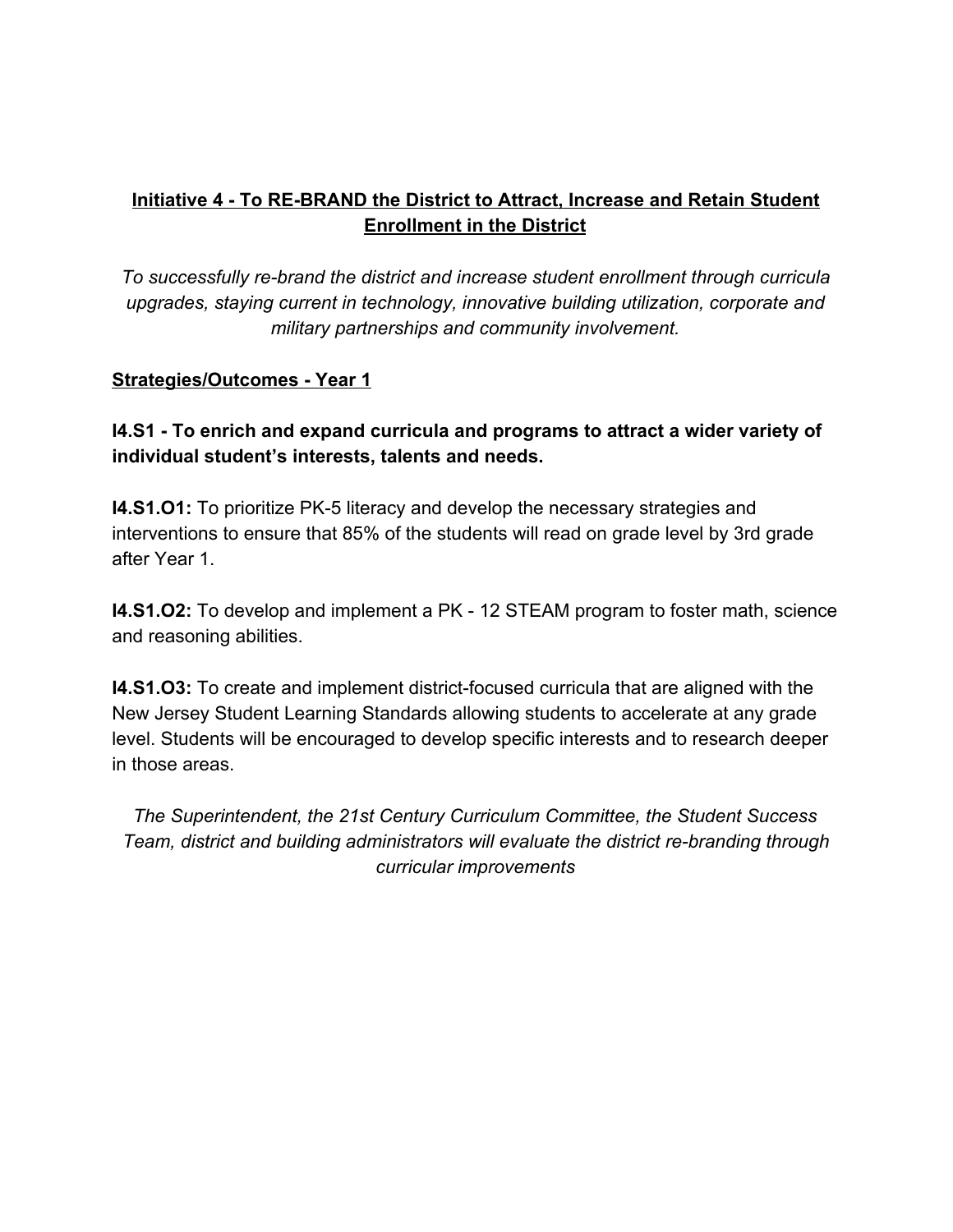## <u>Initiative 4 - To RE-BRAND the District to Attract, Increase and Retain Student Enrollment in the District</u>

*To successfully re-brand the district and increase student enrollment through curricula upgrades, staying current in technology, innovative building utilization, corporate and military partnerships and community involvement.*

### <u>Strategies/Outcomes - Year 1</u>

**I4.S1 - To enrich and expand curricula and programs to attract a wider variety of individual student's interests, talents and needs.**

**I4.S1.O1:** To prioritize PK-5 literacy and develop the necessary strategies and interventions to ensure that 85% of the students will read on grade level by 3rd grade after Year 1.

**I4.S1.O2:** To develop and implement a PK - 12 STEAM program to foster math, science and reasoning abilities.

**I4.S1.O3:** To create and implement district-focused curricula that are aligned with the New Jersey Student Learning Standards allowing students to accelerate at any grade level. Students will be encouraged to develop specific interests and to research deeper in those areas.

*The Superintendent, the 21st Century Curriculum Committee, the Student Success Team, district and building administrators will evaluate the district re-branding through curricular improvements*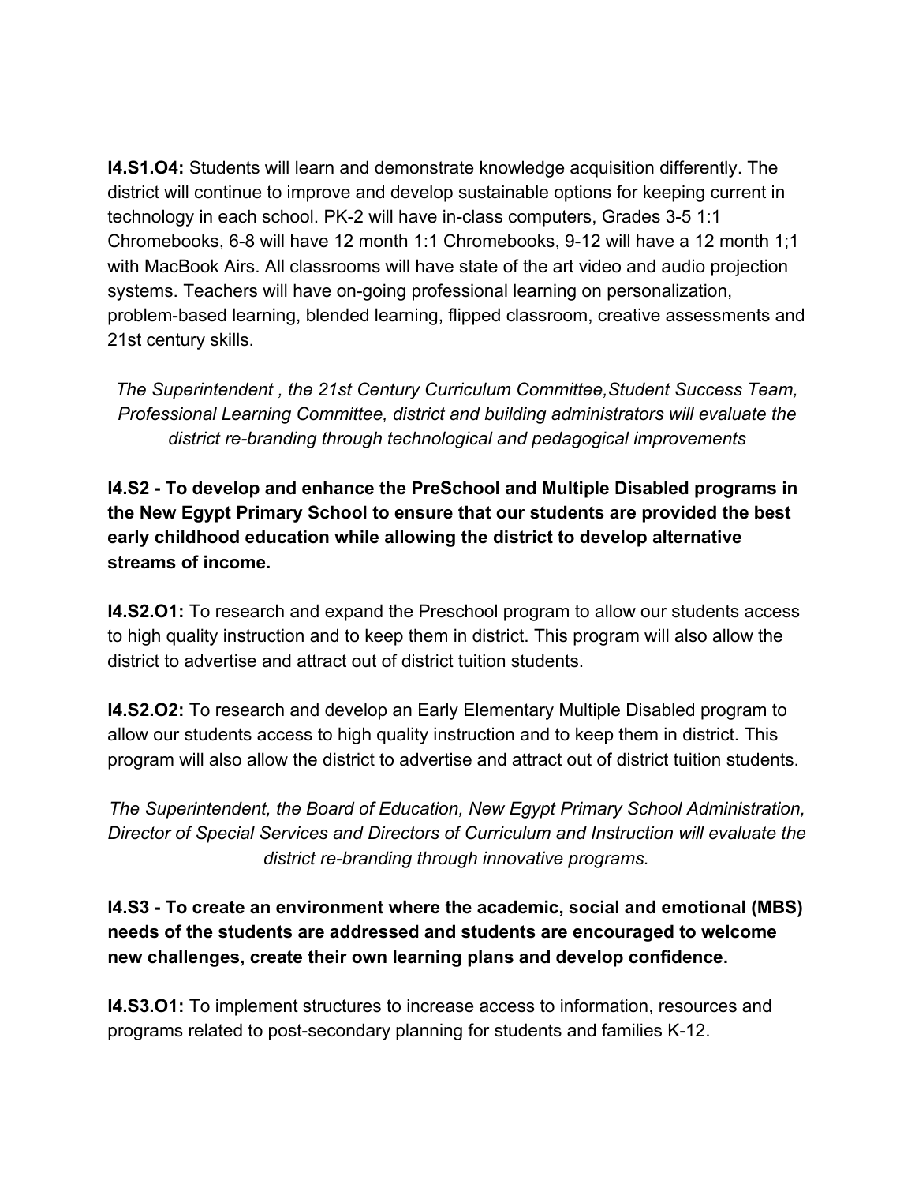**I4.S1.O4:** Students will learn and demonstrate knowledge acquisition differently. The district will continue to improve and develop sustainable options for keeping current in technology in each school. PK-2 will have in-class computers, Grades 3-5 1:1 Chromebooks, 6-8 will have 12 month 1:1 Chromebooks, 9-12 will have a 12 month 1;1 with MacBook Airs. All classrooms will have state of the art video and audio projection systems. Teachers will have on-going professional learning on personalization, problem-based learning, blended learning, flipped classroom, creative assessments and 21st century skills.

*The Superintendent , the 21st Century Curriculum Committee,Student Success Team, Professional Learning Committee, district and building administrators will evaluate the district re-branding through technological and pedagogical improvements*

**I4.S2 - To develop and enhance the PreSchool and Multiple Disabled programs in the New Egypt Primary School to ensure that our students are provided the best early childhood education while allowing the district to develop alternative streams of income.**

**I4.S2.O1:** To research and expand the Preschool program to allow our students access to high quality instruction and to keep them in district. This program will also allow the district to advertise and attract out of district tuition students.

**I4.S2.O2:** To research and develop an Early Elementary Multiple Disabled program to allow our students access to high quality instruction and to keep them in district. This program will also allow the district to advertise and attract out of district tuition students.

*The Superintendent, the Board of Education, New Egypt Primary School Administration, Director of Special Services and Directors of Curriculum and Instruction will evaluate the district re-branding through innovative programs.*

**I4.S3 - To create an environment where the academic, social and emotional (MBS) needs of the students are addressed and students are encouraged to welcome new challenges, create their own learning plans and develop confidence.**

**I4.S3.O1:** To implement structures to increase access to information, resources and programs related to post-secondary planning for students and families K-12.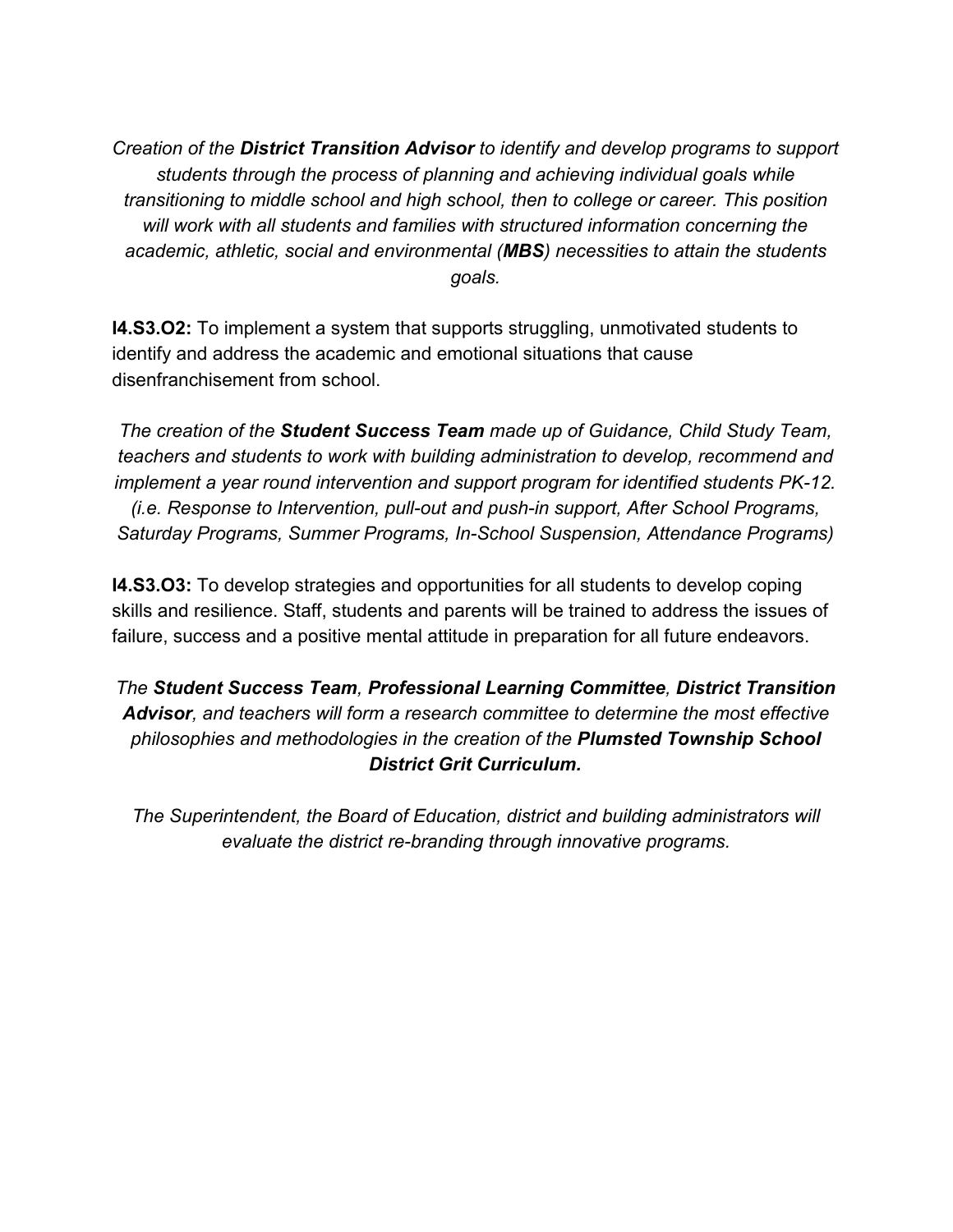*Creation of the **District Transition Advisor** to identify and develop programs to support students through the process of planning and achieving individual goals while transitioning to middle school and high school, then to college or career. This position will work with all students and families with structured information concerning the academic, athletic, social and environmental (**MBS**) necessities to attain the students goals.*

**I4.S3.O2:** To implement a system that supports struggling, unmotivated students to identify and address the academic and emotional situations that cause disenfranchisement from school.

*The creation of the **Student Success Team** made up of Guidance, Child Study Team, teachers and students to work with building administration to develop, recommend and implement a year round intervention and support program for identified students PK-12. (i.e. Response to Intervention, pull-out and push-in support, After School Programs, Saturday Programs, Summer Programs, In-School Suspension, Attendance Programs)*

**I4.S3.O3:** To develop strategies and opportunities for all students to develop coping skills and resilience. Staff, students and parents will be trained to address the issues of failure, success and a positive mental attitude in preparation for all future endeavors.

*The **Student Success Team**, **Professional Learning Committee**, **District Transition Advisor**, and teachers will form a research committee to determine the most effective philosophies and methodologies in the creation of the **Plumsted Township School District Grit Curriculum.***

*The Superintendent, the Board of Education, district and building administrators will evaluate the district re-branding through innovative programs.*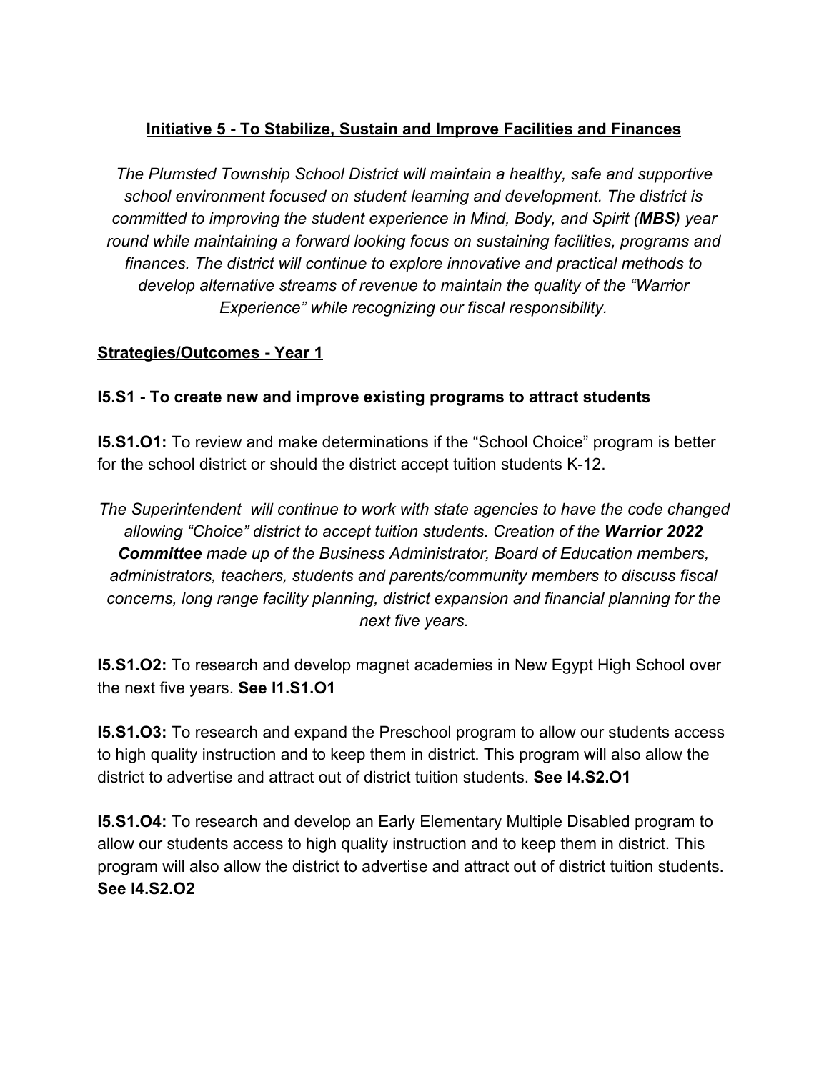## <u>Initiative 5 - To Stabilize, Sustain and Improve Facilities and Finances</u>

*The Plumsted Township School District will maintain a healthy, safe and supportive school environment focused on student learning and development. The district is committed to improving the student experience in Mind, Body, and Spirit (**MBS**) year round while maintaining a forward looking focus on sustaining facilities, programs and finances. The district will continue to explore innovative and practical methods to develop alternative streams of revenue to maintain the quality of the "Warrior Experience" while recognizing our fiscal responsibility.*

### <u>Strategies/Outcomes - Year 1</u>

### I5.S1 - To create new and improve existing programs to attract students

**I5.S1.O1:** To review and make determinations if the "School Choice" program is better for the school district or should the district accept tuition students K-12.

*The Superintendent will continue to work with state agencies to have the code changed allowing "Choice" district to accept tuition students. Creation of the **Warrior 2022 Committee** made up of the Business Administrator, Board of Education members, administrators, teachers, students and parents/community members to discuss fiscal concerns, long range facility planning, district expansion and financial planning for the next five years.*

**I5.S1.O2:** To research and develop magnet academies in New Egypt High School over the next five years. **See I1.S1.O1**

**I5.S1.O3:** To research and expand the Preschool program to allow our students access to high quality instruction and to keep them in district. This program will also allow the district to advertise and attract out of district tuition students. **See I4.S2.O1**

**I5.S1.O4:** To research and develop an Early Elementary Multiple Disabled program to allow our students access to high quality instruction and to keep them in district. This program will also allow the district to advertise and attract out of district tuition students. **See I4.S2.O2**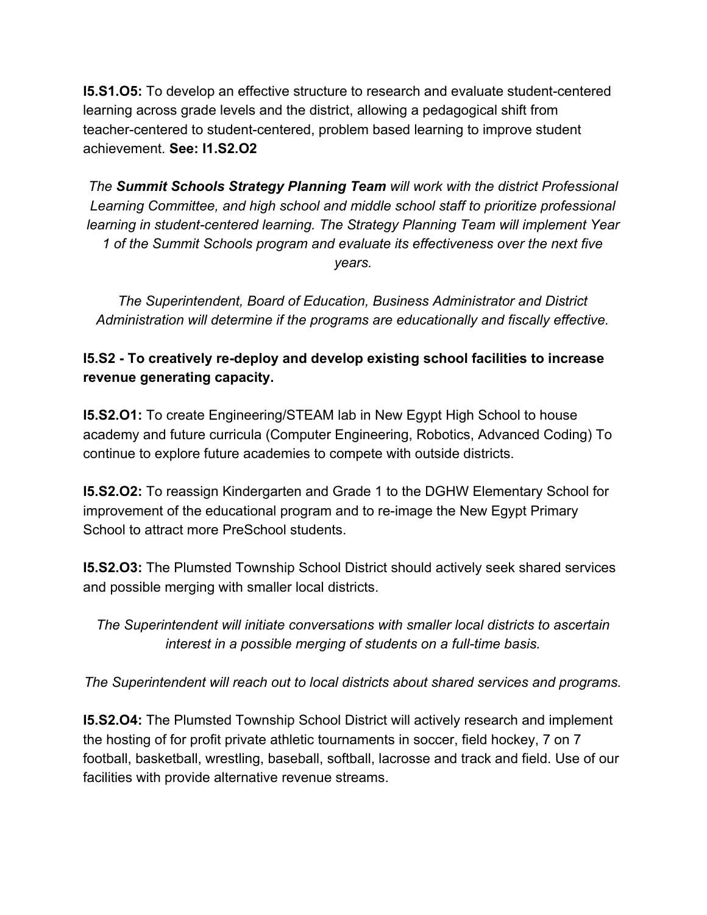**I5.S1.O5:** To develop an effective structure to research and evaluate student-centered learning across grade levels and the district, allowing a pedagogical shift from teacher-centered to student-centered, problem based learning to improve student achievement. **See: I1.S2.O2**

*The* ***Summit Schools Strategy Planning Team*** *will work with the district Professional Learning Committee, and high school and middle school staff to prioritize professional learning in student-centered learning. The Strategy Planning Team will implement Year 1 of the Summit Schools program and evaluate its effectiveness over the next five years.*

*The Superintendent, Board of Education, Business Administrator and District Administration will determine if the programs are educationally and fiscally effective.*

**I5.S2 - To creatively re-deploy and develop existing school facilities to increase revenue generating capacity.**

**I5.S2.O1:** To create Engineering/STEAM lab in New Egypt High School to house academy and future curricula (Computer Engineering, Robotics, Advanced Coding) To continue to explore future academies to compete with outside districts.

**I5.S2.O2:** To reassign Kindergarten and Grade 1 to the DGHW Elementary School for improvement of the educational program and to re-image the New Egypt Primary School to attract more PreSchool students.

**I5.S2.O3:** The Plumsted Township School District should actively seek shared services and possible merging with smaller local districts.

*The Superintendent will initiate conversations with smaller local districts to ascertain interest in a possible merging of students on a full-time basis.*

*The Superintendent will reach out to local districts about shared services and programs.*

**I5.S2.O4:** The Plumsted Township School District will actively research and implement the hosting of for profit private athletic tournaments in soccer, field hockey, 7 on 7 football, basketball, wrestling, baseball, softball, lacrosse and track and field. Use of our facilities with provide alternative revenue streams.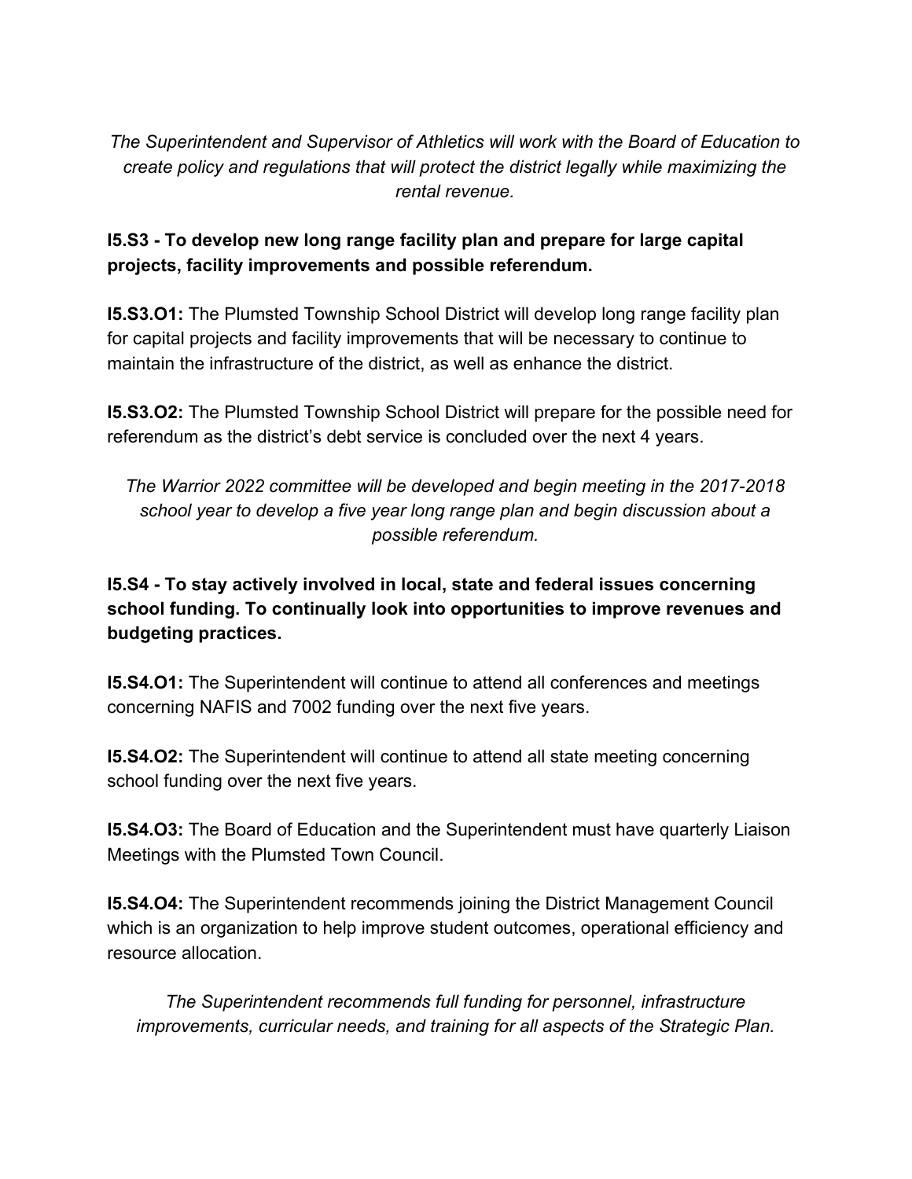*The Superintendent and Supervisor of Athletics will work with the Board of Education to create policy and regulations that will protect the district legally while maximizing the rental revenue.*

**I5.S3 - To develop new long range facility plan and prepare for large capital projects, facility improvements and possible referendum.**

**I5.S3.O1:** The Plumsted Township School District will develop long range facility plan for capital projects and facility improvements that will be necessary to continue to maintain the infrastructure of the district, as well as enhance the district.

**I5.S3.O2:** The Plumsted Township School District will prepare for the possible need for referendum as the district's debt service is concluded over the next 4 years.

*The Warrior 2022 committee will be developed and begin meeting in the 2017-2018 school year to develop a five year long range plan and begin discussion about a possible referendum.*

**I5.S4 - To stay actively involved in local, state and federal issues concerning school funding. To continually look into opportunities to improve revenues and budgeting practices.**

**I5.S4.O1:** The Superintendent will continue to attend all conferences and meetings concerning NAFIS and 7002 funding over the next five years.

**I5.S4.O2:** The Superintendent will continue to attend all state meeting concerning school funding over the next five years.

**I5.S4.O3:** The Board of Education and the Superintendent must have quarterly Liaison Meetings with the Plumsted Town Council.

**I5.S4.O4:** The Superintendent recommends joining the District Management Council which is an organization to help improve student outcomes, operational efficiency and resource allocation.

*The Superintendent recommends full funding for personnel, infrastructure improvements, curricular needs, and training for all aspects of the Strategic Plan.*